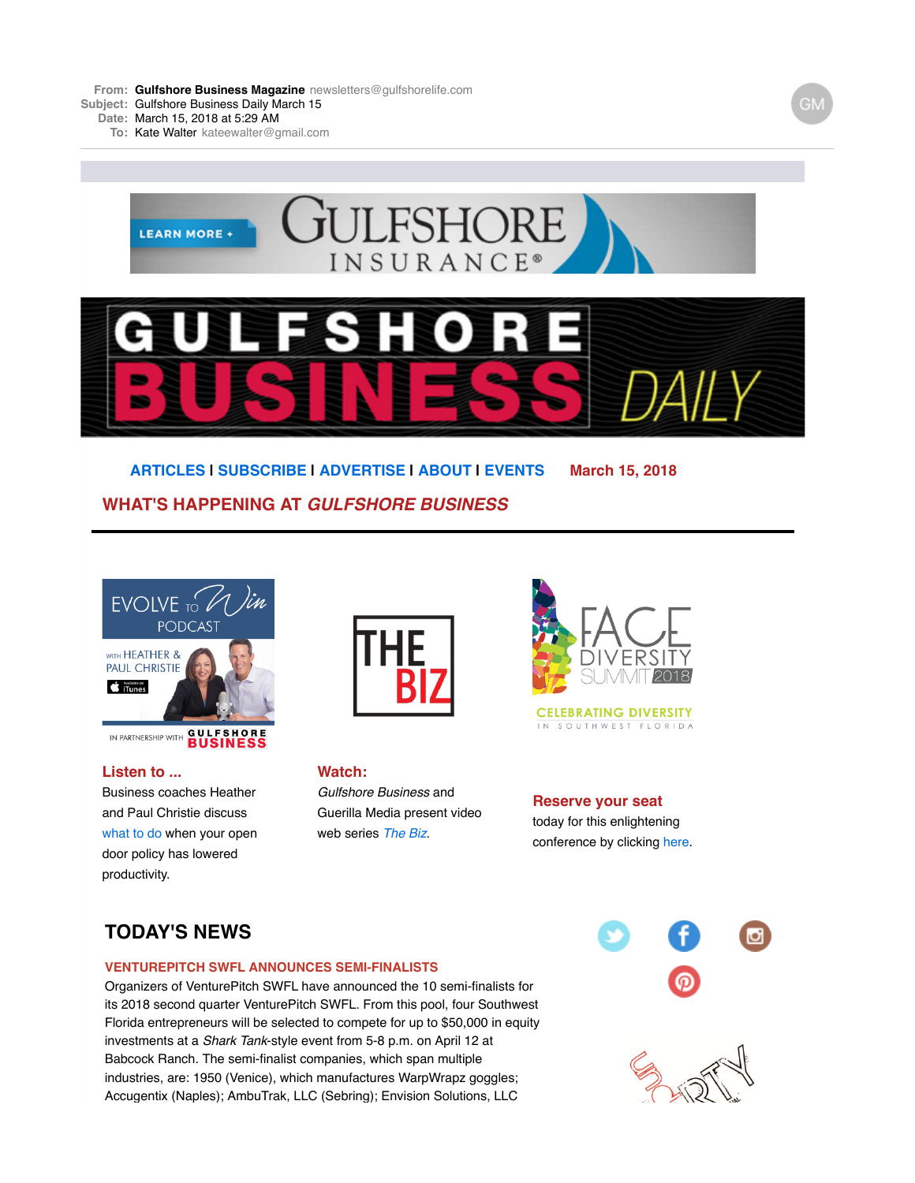**From:** Gulfshore Business Magazine newsletters@gulfshorelife.com
**Subject:** Gulfshore Business Daily March 15
**Date:** March 15, 2018 at 5:29 AM
**To:** Kate Walter kateewalter@gmail.com

LEARN MORE + GULFSHORE INSURANCE®

# GULFSHORE BUSINESS DAILY

**ARTICLES | SUBSCRIBE | ADVERTISE | ABOUT | EVENTS** **March 15, 2018**

## WHAT'S HAPPENING AT *GULFSHORE BUSINESS*

EVOLVE TO Win PODCAST WITH HEATHER & PAUL CHRISTIE IN PARTNERSHIP WITH GULFSHORE BUSINESS

**Listen to ...**
Business coaches Heather and Paul Christie discuss what to do when your open door policy has lowered productivity.

THE BIZ

**Watch:**
*Gulfshore Business* and Guerilla Media present video web series *The Biz*.

FACE DIVERSITY SUMMIT 2018 CELEBRATING DIVERSITY IN SOUTHWEST FLORIDA

**Reserve your seat**
today for this enlightening conference by clicking here.

## TODAY'S NEWS

### VENTUREPITCH SWFL ANNOUNCES SEMI-FINALISTS

Organizers of VenturePitch SWFL have announced the 10 semi-finalists for its 2018 second quarter VenturePitch SWFL. From this pool, four Southwest Florida entrepreneurs will be selected to compete for up to $50,000 in equity investments at a *Shark Tank*-style event from 5-8 p.m. on April 12 at Babcock Ranch. The semi-finalist companies, which span multiple industries, are: 1950 (Venice), which manufactures WarpWrapz goggles; Accugentix (Naples); AmbuTrak, LLC (Sebring); Envision Solutions, LLC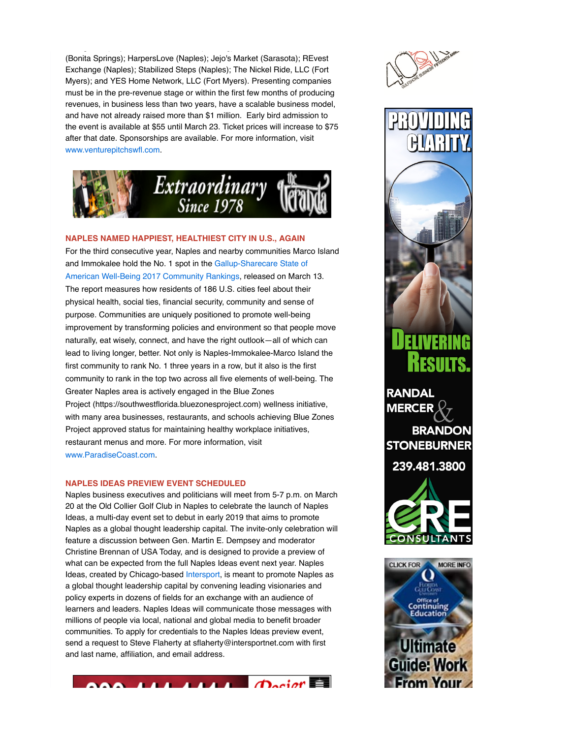(Bonita Springs); HarpersLove (Naples); Jejo's Market (Sarasota); REvest Exchange (Naples); Stabilized Steps (Naples); The Nickel Ride, LLC (Fort Myers); and YES Home Network, LLC (Fort Myers). Presenting companies must be in the pre-revenue stage or within the first few months of producing revenues, in business less than two years, have a scalable business model, and have not already raised more than $1 million. Early bird admission to the event is available at $55 until March 23. Ticket prices will increase to $75 after that date. Sponsorships are available. For more information, visit www.venturepitchswfl.com.

### NAPLES NAMED HAPPIEST, HEALTHIEST CITY IN U.S., AGAIN

For the third consecutive year, Naples and nearby communities Marco Island and Immokalee hold the No. 1 spot in the Gallup-Sharecare State of American Well-Being 2017 Community Rankings, released on March 13. The report measures how residents of 186 U.S. cities feel about their physical health, social ties, financial security, community and sense of purpose. Communities are uniquely positioned to promote well-being improvement by transforming policies and environment so that people move naturally, eat wisely, connect, and have the right outlook—all of which can lead to living longer, better. Not only is Naples-Immokalee-Marco Island the first community to rank No. 1 three years in a row, but it also is the first community to rank in the top two across all five elements of well-being. The Greater Naples area is actively engaged in the Blue Zones Project (https://southwestflorida.bluezonesproject.com) wellness initiative, with many area businesses, restaurants, and schools achieving Blue Zones Project approved status for maintaining healthy workplace initiatives, restaurant menus and more. For more information, visit www.ParadiseCoast.com.

### NAPLES IDEAS PREVIEW EVENT SCHEDULED

Naples business executives and politicians will meet from 5-7 p.m. on March 20 at the Old Collier Golf Club in Naples to celebrate the launch of Naples Ideas, a multi-day event set to debut in early 2019 that aims to promote Naples as a global thought leadership capital. The invite-only celebration will feature a discussion between Gen. Martin E. Dempsey and moderator Christine Brennan of USA Today, and is designed to provide a preview of what can be expected from the full Naples Ideas event next year. Naples Ideas, created by Chicago-based Intersport, is meant to promote Naples as a global thought leadership capital by convening leading visionaries and policy experts in dozens of fields for an exchange with an audience of learners and leaders. Naples Ideas will communicate those messages with millions of people via local, national and global media to benefit broader communities. To apply for credentials to the Naples Ideas preview event, send a request to Steve Flaherty at sflaherty@intersportnet.com with first and last name, affiliation, and email address.